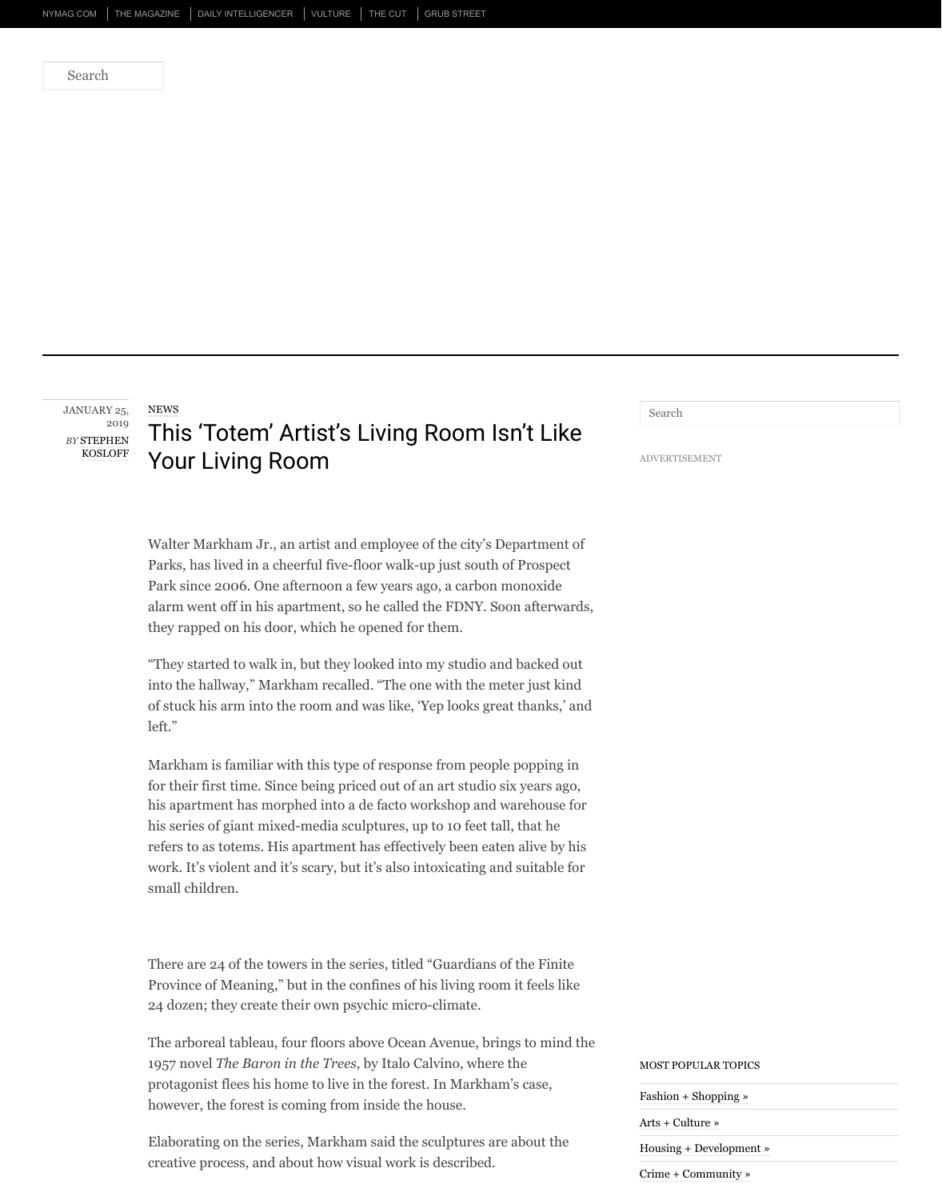NEWS

# This 'Totem' Artist's Living Room Isn't Like Your Living Room

JANUARY 25, 2019

*BY* STEPHEN KOSLOFF

Walter Markham Jr., an artist and employee of the city's Department of Parks, has lived in a cheerful five-floor walk-up just south of Prospect Park since 2006. One afternoon a few years ago, a carbon monoxide alarm went off in his apartment, so he called the FDNY. Soon afterwards, they rapped on his door, which he opened for them.

"They started to walk in, but they looked into my studio and backed out into the hallway," Markham recalled. "The one with the meter just kind of stuck his arm into the room and was like, 'Yep looks great thanks,' and left."

Markham is familiar with this type of response from people popping in for their first time. Since being priced out of an art studio six years ago, his apartment has morphed into a de facto workshop and warehouse for his series of giant mixed-media sculptures, up to 10 feet tall, that he refers to as totems. His apartment has effectively been eaten alive by his work. It's violent and it's scary, but it's also intoxicating and suitable for small children.

There are 24 of the towers in the series, titled "Guardians of the Finite Province of Meaning," but in the confines of his living room it feels like 24 dozen; they create their own psychic micro-climate.

The arboreal tableau, four floors above Ocean Avenue, brings to mind the 1957 novel *The Baron in the Trees*, by Italo Calvino, where the protagonist flees his home to live in the forest. In Markham's case, however, the forest is coming from inside the house.

Elaborating on the series, Markham said the sculptures are about the creative process, and about how visual work is described.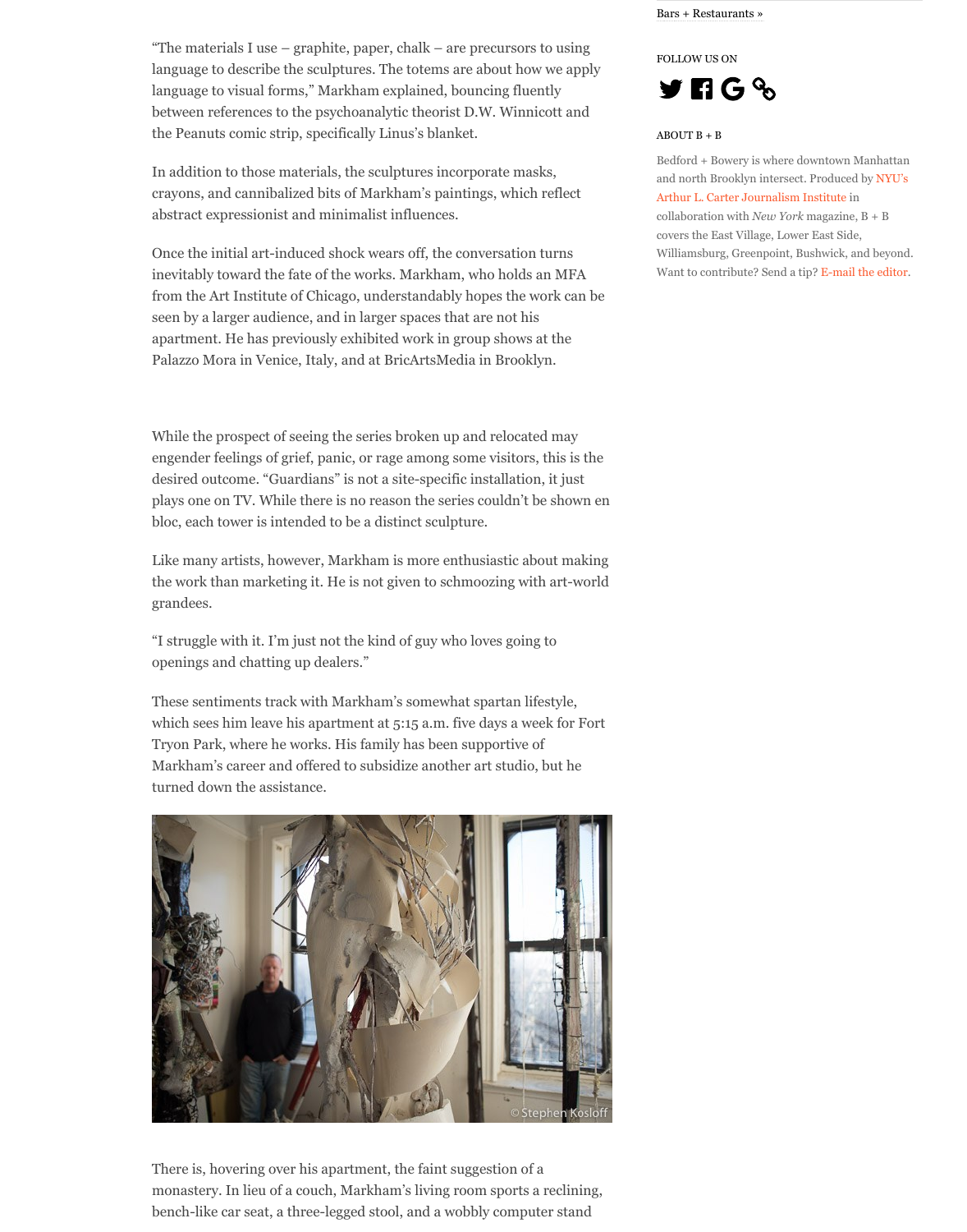"The materials I use – graphite, paper, chalk – are precursors to using language to describe the sculptures. The totems are about how we apply language to visual forms," Markham explained, bouncing fluently between references to the psychoanalytic theorist D.W. Winnicott and the Peanuts comic strip, specifically Linus's blanket.

In addition to those materials, the sculptures incorporate masks, crayons, and cannibalized bits of Markham's paintings, which reflect abstract expressionist and minimalist influences.

Once the initial art-induced shock wears off, the conversation turns inevitably toward the fate of the works. Markham, who holds an MFA from the Art Institute of Chicago, understandably hopes the work can be seen by a larger audience, and in larger spaces that are not his apartment. He has previously exhibited work in group shows at the Palazzo Mora in Venice, Italy, and at BricArtsMedia in Brooklyn.

While the prospect of seeing the series broken up and relocated may engender feelings of grief, panic, or rage among some visitors, this is the desired outcome. "Guardians" is not a site-specific installation, it just plays one on TV. While there is no reason the series couldn't be shown en bloc, each tower is intended to be a distinct sculpture.

Like many artists, however, Markham is more enthusiastic about making the work than marketing it. He is not given to schmoozing with art-world grandees.

"I struggle with it. I'm just not the kind of guy who loves going to openings and chatting up dealers."

These sentiments track with Markham's somewhat spartan lifestyle, which sees him leave his apartment at 5:15 a.m. five days a week for Fort Tryon Park, where he works. His family has been supportive of Markham's career and offered to subsidize another art studio, but he turned down the assistance.

© Stephen Kosloff

There is, hovering over his apartment, the faint suggestion of a monastery. In lieu of a couch, Markham's living room sports a reclining, bench-like car seat, a three-legged stool, and a wobbly computer stand

Bars + Restaurants »

FOLLOW US ON

ABOUT B + B

Bedford + Bowery is where downtown Manhattan and north Brooklyn intersect. Produced by NYU's Arthur L. Carter Journalism Institute in collaboration with *New York* magazine, B + B covers the East Village, Lower East Side, Williamsburg, Greenpoint, Bushwick, and beyond. Want to contribute? Send a tip? E-mail the editor.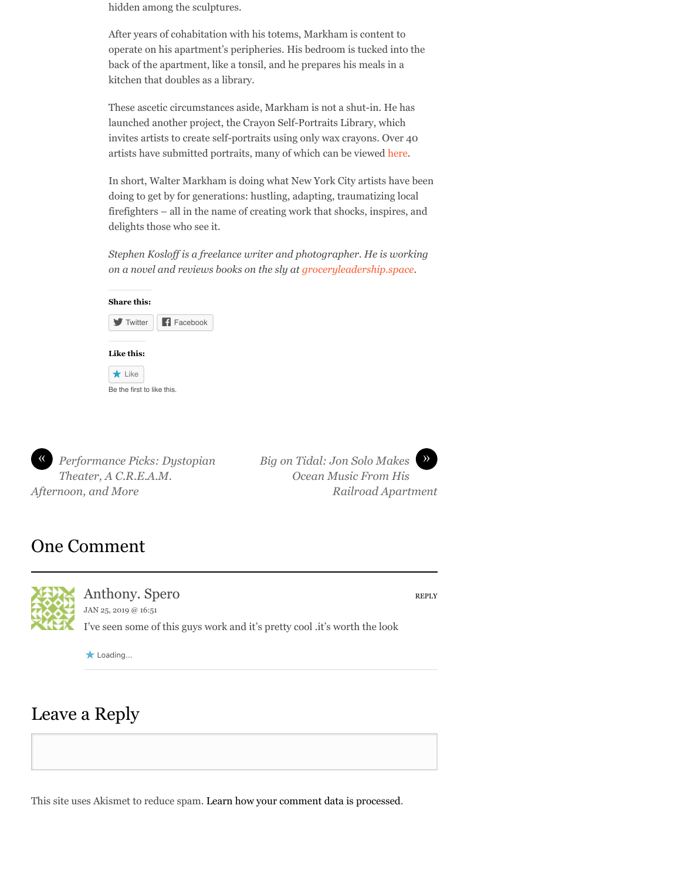hidden among the sculptures.

After years of cohabitation with his totems, Markham is content to operate on his apartment's peripheries. His bedroom is tucked into the back of the apartment, like a tonsil, and he prepares his meals in a kitchen that doubles as a library.

These ascetic circumstances aside, Markham is not a shut-in. He has launched another project, the Crayon Self-Portraits Library, which invites artists to create self-portraits using only wax crayons. Over 40 artists have submitted portraits, many of which can be viewed here.

In short, Walter Markham is doing what New York City artists have been doing to get by for generations: hustling, adapting, traumatizing local firefighters – all in the name of creating work that shocks, inspires, and delights those who see it.

*Stephen Kosloff is a freelance writer and photographer. He is working on a novel and reviews books on the sly at groceryleadership.space.*

**Share this:**

Twitter Facebook

**Like this:**

Like

Be the first to like this.

« *Performance Picks: Dystopian Theater, A C.R.E.A.M. Afternoon, and More*

*Big on Tidal: Jon Solo Makes Ocean Music From His Railroad Apartment* »

## One Comment

**Anthony. Spero**

JAN 25, 2019 @ 16:51

REPLY

I've seen some of this guys work and it's pretty cool .it's worth the look

Loading...

## Leave a Reply

This site uses Akismet to reduce spam. Learn how your comment data is processed.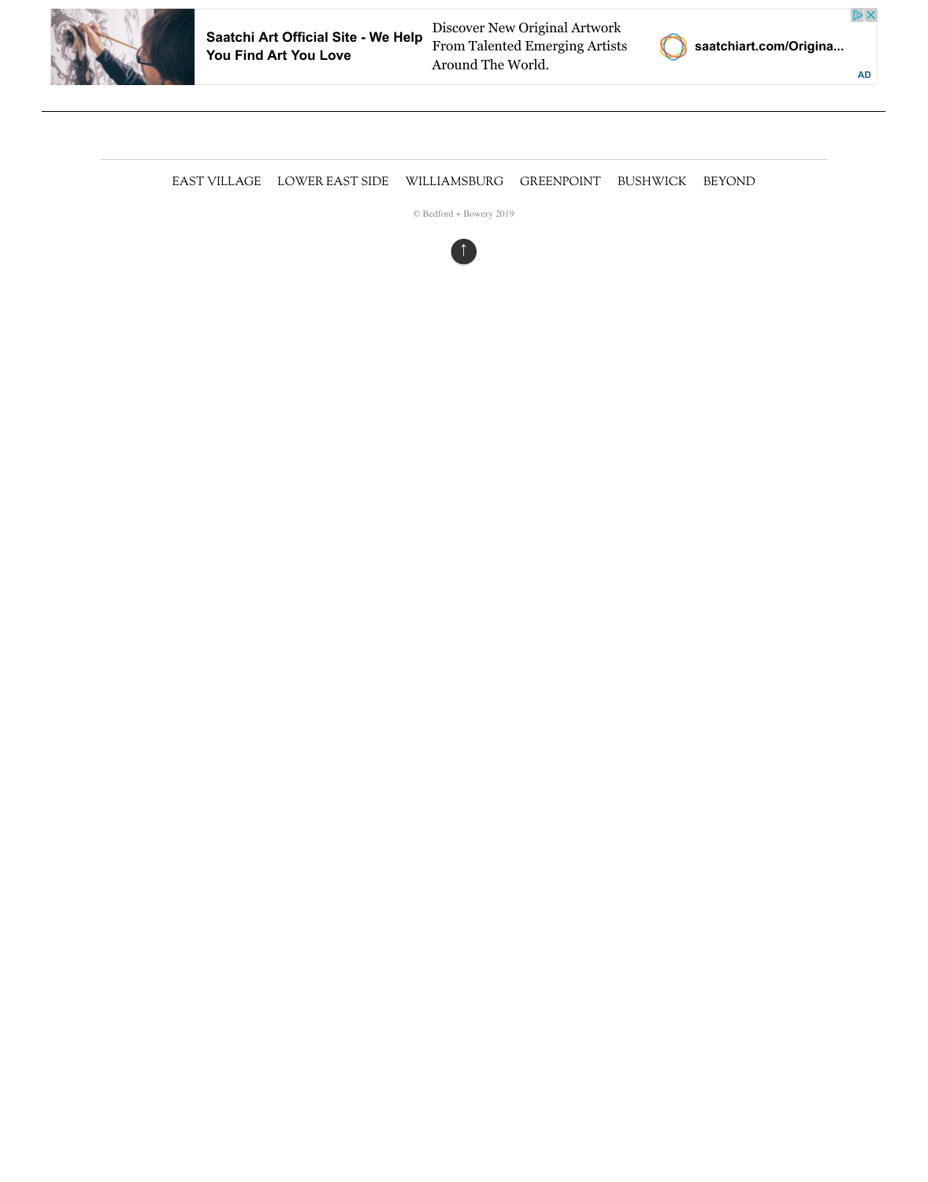Saatchi Art Official Site - We Help You Find Art You Love

Discover New Original Artwork From Talented Emerging Artists Around The World.

saatchiart.com/Origina...

AD

---

EAST VILLAGE LOWER EAST SIDE WILLIAMSBURG GREENPOINT BUSHWICK BEYOND

© Bedford + Bowery 2019

↑